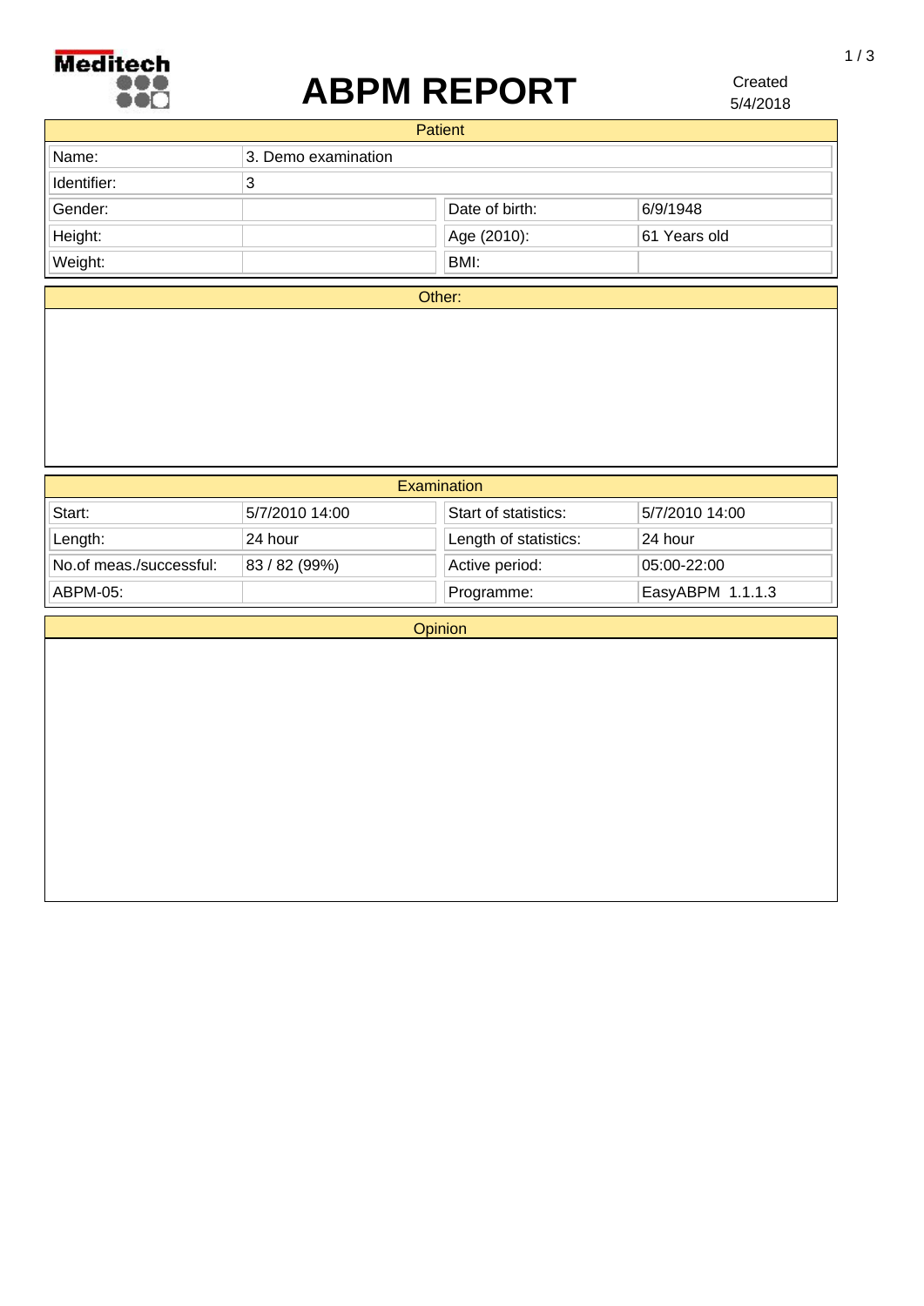Meditech

# ABPM REPORT

Created
5/4/2018

## Patient

| Name: | 3. Demo examination | | |
|---|---|---|---|
| Identifier: | 3 | | |
| Gender: | | Date of birth: | 6/9/1948 |
| Height: | | Age (2010): | 61 Years old |
| Weight: | | BMI: | |

## Other:

## Examination

| Start: | 5/7/2010 14:00 | Start of statistics: | 5/7/2010 14:00 |
|---|---|---|---|
| Length: | 24 hour | Length of statistics: | 24 hour |
| No.of meas./successful: | 83 / 82 (99%) | Active period: | 05:00-22:00 |
| ABPM-05: | | Programme: | EasyABPM 1.1.1.3 |

## Opinion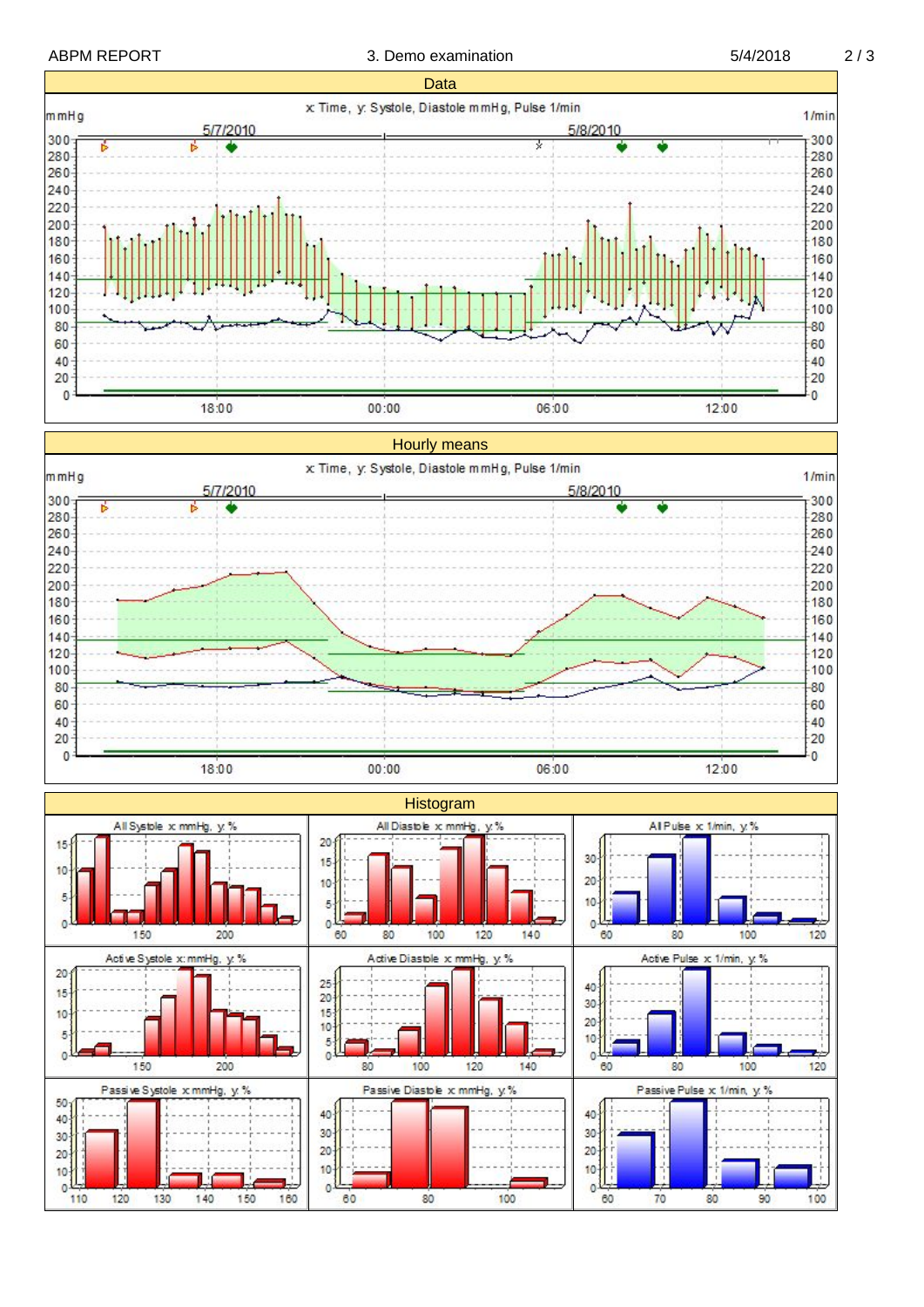## Data

x Time, y: Systole, Diastole mmHg, Pulse 1/min

mmHg — 1/min

5/7/2010 — 5/8/2010

18:00 — 00:00 — 06:00 — 12:00

## Hourly means

x Time, y: Systole, Diastole mmHg, Pulse 1/min

mmHg — 1/min

5/7/2010 — 5/8/2010

18:00 — 00:00 — 06:00 — 12:00

## Histogram

All Systole x mmHg, y %

All Diastole x mmHg, y %

All Pulse x 1/min, y %

Active Systole x mmHg, y %

Active Diastole x mmHg, y %

Active Pulse x 1/min, y %

Passive Systole x mmHg, y %

Passive Diastole x mmHg, y %

Passive Pulse x 1/min, y %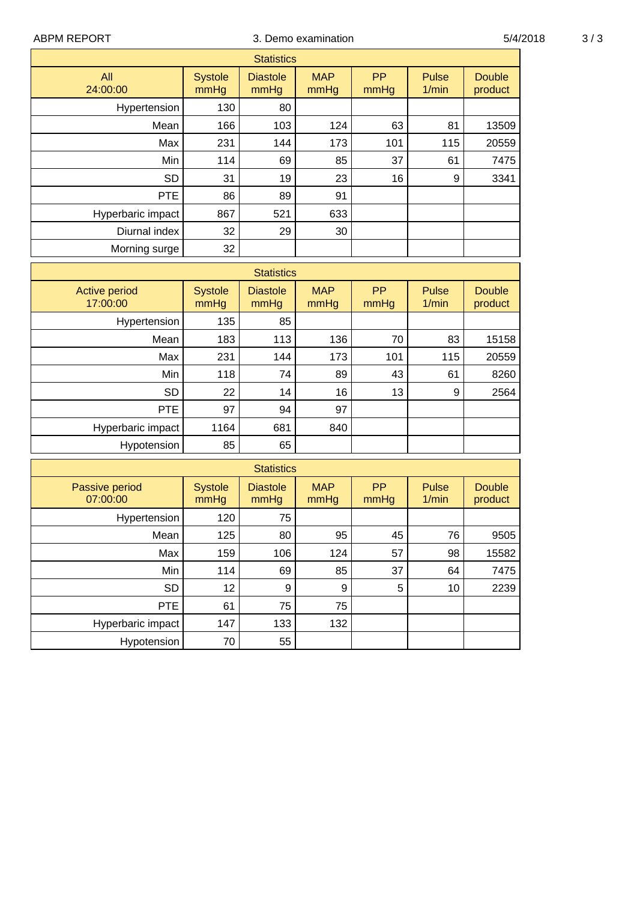| Statistics | | | | | | |
|---|---|---|---|---|---|---|
| All<br>24:00:00 | Systole<br>mmHg | Diastole<br>mmHg | MAP<br>mmHg | PP<br>mmHg | Pulse<br>1/min | Double<br>product |
| Hypertension | 130 | 80 | | | | |
| Mean | 166 | 103 | 124 | 63 | 81 | 13509 |
| Max | 231 | 144 | 173 | 101 | 115 | 20559 |
| Min | 114 | 69 | 85 | 37 | 61 | 7475 |
| SD | 31 | 19 | 23 | 16 | 9 | 3341 |
| PTE | 86 | 89 | 91 | | | |
| Hyperbaric impact | 867 | 521 | 633 | | | |
| Diurnal index | 32 | 29 | 30 | | | |
| Morning surge | 32 | | | | | |

| Statistics | | | | | | |
|---|---|---|---|---|---|---|
| Active period<br>17:00:00 | Systole<br>mmHg | Diastole<br>mmHg | MAP<br>mmHg | PP<br>mmHg | Pulse<br>1/min | Double<br>product |
| Hypertension | 135 | 85 | | | | |
| Mean | 183 | 113 | 136 | 70 | 83 | 15158 |
| Max | 231 | 144 | 173 | 101 | 115 | 20559 |
| Min | 118 | 74 | 89 | 43 | 61 | 8260 |
| SD | 22 | 14 | 16 | 13 | 9 | 2564 |
| PTE | 97 | 94 | 97 | | | |
| Hyperbaric impact | 1164 | 681 | 840 | | | |
| Hypotension | 85 | 65 | | | | |

| Statistics | | | | | | |
|---|---|---|---|---|---|---|
| Passive period<br>07:00:00 | Systole<br>mmHg | Diastole<br>mmHg | MAP<br>mmHg | PP<br>mmHg | Pulse<br>1/min | Double<br>product |
| Hypertension | 120 | 75 | | | | |
| Mean | 125 | 80 | 95 | 45 | 76 | 9505 |
| Max | 159 | 106 | 124 | 57 | 98 | 15582 |
| Min | 114 | 69 | 85 | 37 | 64 | 7475 |
| SD | 12 | 9 | 9 | 5 | 10 | 2239 |
| PTE | 61 | 75 | 75 | | | |
| Hyperbaric impact | 147 | 133 | 132 | | | |
| Hypotension | 70 | 55 | | | | |